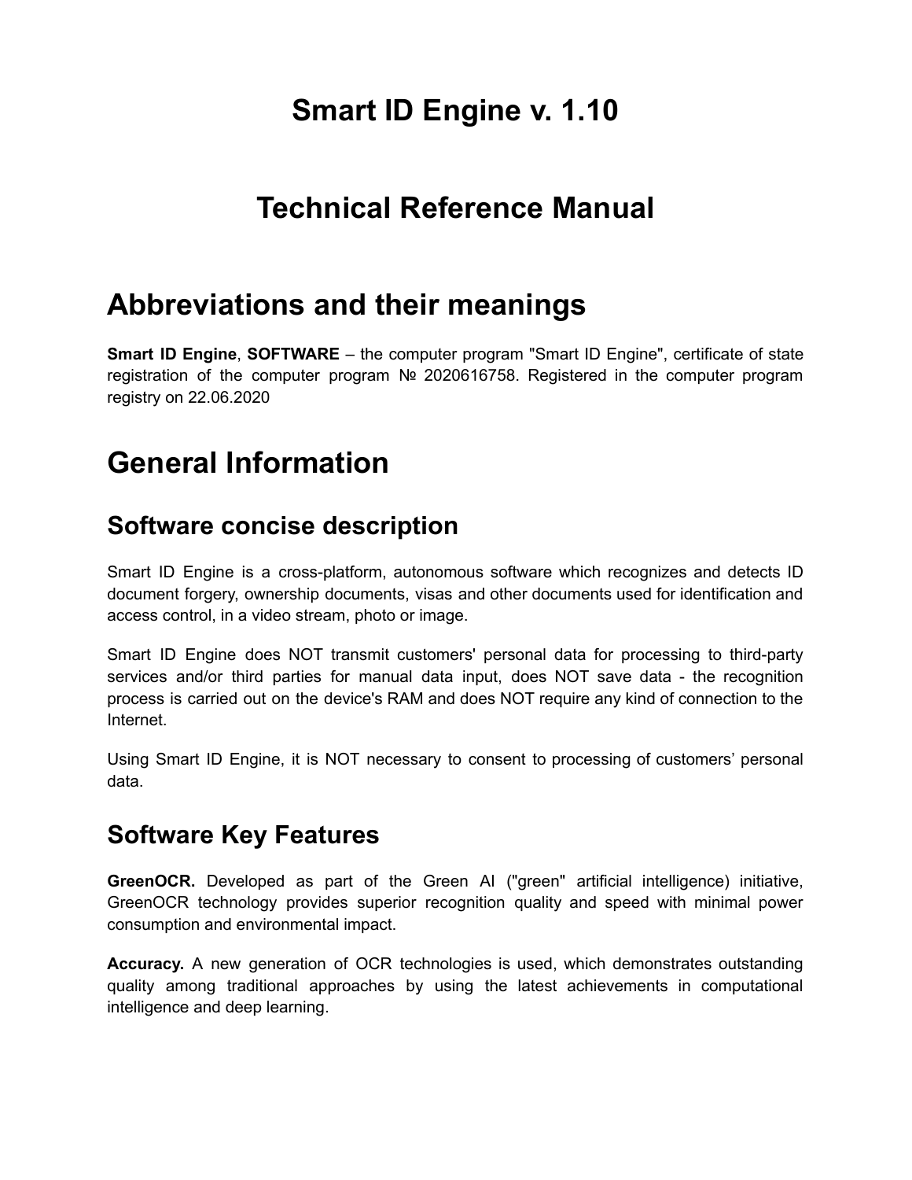# Smart ID Engine v. 1.10

# Technical Reference Manual

# Abbreviations and their meanings

**Smart ID Engine**, **SOFTWARE** – the computer program "Smart ID Engine", certificate of state registration of the computer program № 2020616758. Registered in the computer program registry on 22.06.2020

# General Information

## Software concise description

Smart ID Engine is a cross-platform, autonomous software which recognizes and detects ID document forgery, ownership documents, visas and other documents used for identification and access control, in a video stream, photo or image.

Smart ID Engine does NOT transmit customers' personal data for processing to third-party services and/or third parties for manual data input, does NOT save data - the recognition process is carried out on the device's RAM and does NOT require any kind of connection to the Internet.

Using Smart ID Engine, it is NOT necessary to consent to processing of customers' personal data.

## Software Key Features

**GreenOCR.** Developed as part of the Green AI ("green" artificial intelligence) initiative, GreenOCR technology provides superior recognition quality and speed with minimal power consumption and environmental impact.

**Accuracy.** A new generation of OCR technologies is used, which demonstrates outstanding quality among traditional approaches by using the latest achievements in computational intelligence and deep learning.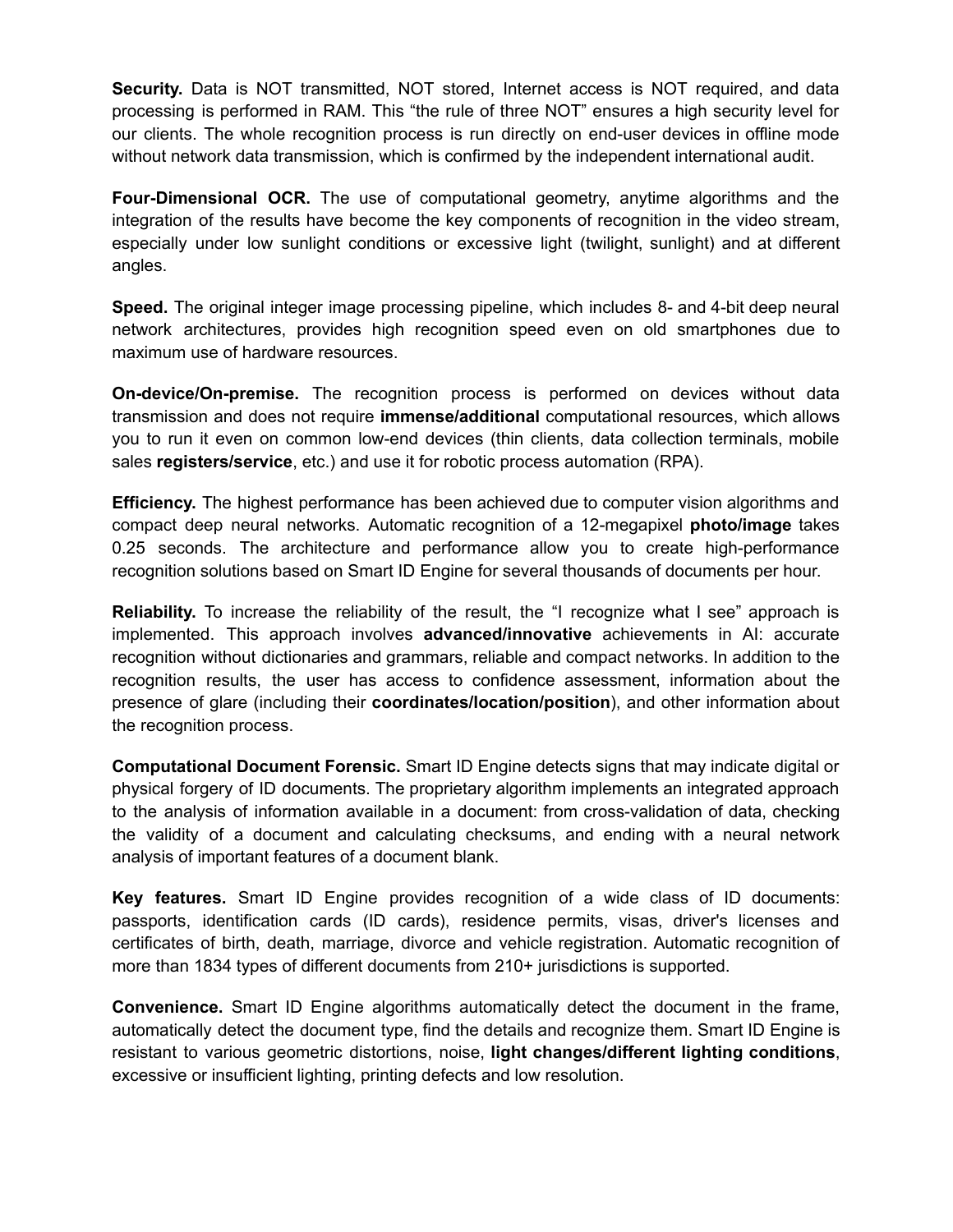**Security.** Data is NOT transmitted, NOT stored, Internet access is NOT required, and data processing is performed in RAM. This “the rule of three NOT” ensures a high security level for our clients. The whole recognition process is run directly on end-user devices in offline mode without network data transmission, which is confirmed by the independent international audit.

**Four-Dimensional OCR.** The use of computational geometry, anytime algorithms and the integration of the results have become the key components of recognition in the video stream, especially under low sunlight conditions or excessive light (twilight, sunlight) and at different angles.

**Speed.** The original integer image processing pipeline, which includes 8- and 4-bit deep neural network architectures, provides high recognition speed even on old smartphones due to maximum use of hardware resources.

**On-device/On-premise.** The recognition process is performed on devices without data transmission and does not require **immense/additional** computational resources, which allows you to run it even on common low-end devices (thin clients, data collection terminals, mobile sales **registers/service**, etc.) and use it for robotic process automation (RPA).

**Efficiency.** The highest performance has been achieved due to computer vision algorithms and compact deep neural networks. Automatic recognition of a 12-megapixel **photo/image** takes 0.25 seconds. The architecture and performance allow you to create high-performance recognition solutions based on Smart ID Engine for several thousands of documents per hour.

**Reliability.** To increase the reliability of the result, the “I recognize what I see” approach is implemented. This approach involves **advanced/innovative** achievements in AI: accurate recognition without dictionaries and grammars, reliable and compact networks. In addition to the recognition results, the user has access to confidence assessment, information about the presence of glare (including their **coordinates/location/position**), and other information about the recognition process.

**Computational Document Forensic.** Smart ID Engine detects signs that may indicate digital or physical forgery of ID documents. The proprietary algorithm implements an integrated approach to the analysis of information available in a document: from cross-validation of data, checking the validity of a document and calculating checksums, and ending with a neural network analysis of important features of a document blank.

**Key features.** Smart ID Engine provides recognition of a wide class of ID documents: passports, identification cards (ID cards), residence permits, visas, driver's licenses and certificates of birth, death, marriage, divorce and vehicle registration. Automatic recognition of more than 1834 types of different documents from 210+ jurisdictions is supported.

**Convenience.** Smart ID Engine algorithms automatically detect the document in the frame, automatically detect the document type, find the details and recognize them. Smart ID Engine is resistant to various geometric distortions, noise, **light changes/different lighting conditions**, excessive or insufficient lighting, printing defects and low resolution.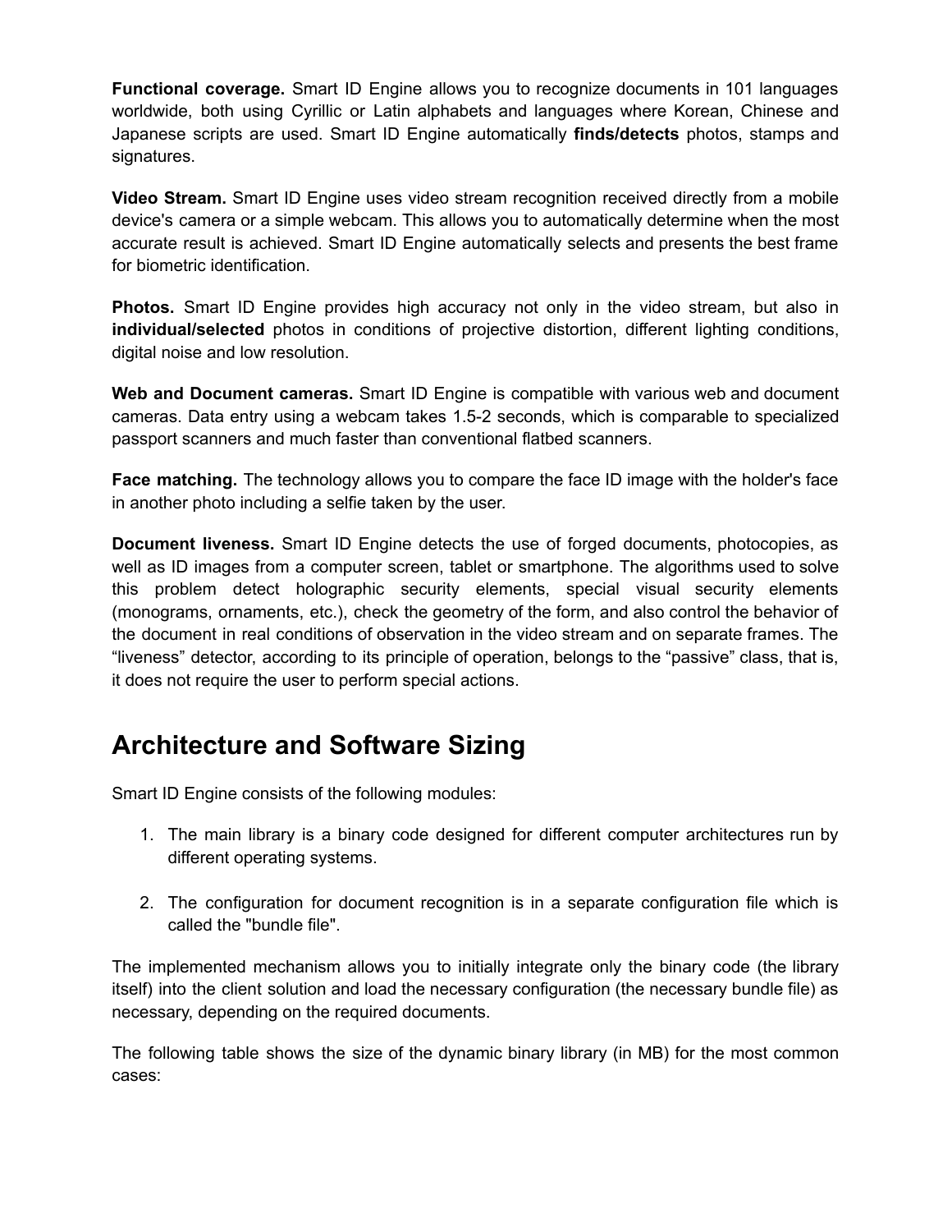**Functional coverage.** Smart ID Engine allows you to recognize documents in 101 languages worldwide, both using Cyrillic or Latin alphabets and languages where Korean, Chinese and Japanese scripts are used. Smart ID Engine automatically **finds/detects** photos, stamps and signatures.

**Video Stream.** Smart ID Engine uses video stream recognition received directly from a mobile device's camera or a simple webcam. This allows you to automatically determine when the most accurate result is achieved. Smart ID Engine automatically selects and presents the best frame for biometric identification.

**Photos.** Smart ID Engine provides high accuracy not only in the video stream, but also in **individual/selected** photos in conditions of projective distortion, different lighting conditions, digital noise and low resolution.

**Web and Document cameras.** Smart ID Engine is compatible with various web and document cameras. Data entry using a webcam takes 1.5-2 seconds, which is comparable to specialized passport scanners and much faster than conventional flatbed scanners.

**Face matching.** The technology allows you to compare the face ID image with the holder's face in another photo including a selfie taken by the user.

**Document liveness.** Smart ID Engine detects the use of forged documents, photocopies, as well as ID images from a computer screen, tablet or smartphone. The algorithms used to solve this problem detect holographic security elements, special visual security elements (monograms, ornaments, etc.), check the geometry of the form, and also control the behavior of the document in real conditions of observation in the video stream and on separate frames. The “liveness” detector, according to its principle of operation, belongs to the “passive” class, that is, it does not require the user to perform special actions.

## Architecture and Software Sizing

Smart ID Engine consists of the following modules:

1. The main library is a binary code designed for different computer architectures run by different operating systems.

2. The configuration for document recognition is in a separate configuration file which is called the "bundle file".

The implemented mechanism allows you to initially integrate only the binary code (the library itself) into the client solution and load the necessary configuration (the necessary bundle file) as necessary, depending on the required documents.

The following table shows the size of the dynamic binary library (in MB) for the most common cases: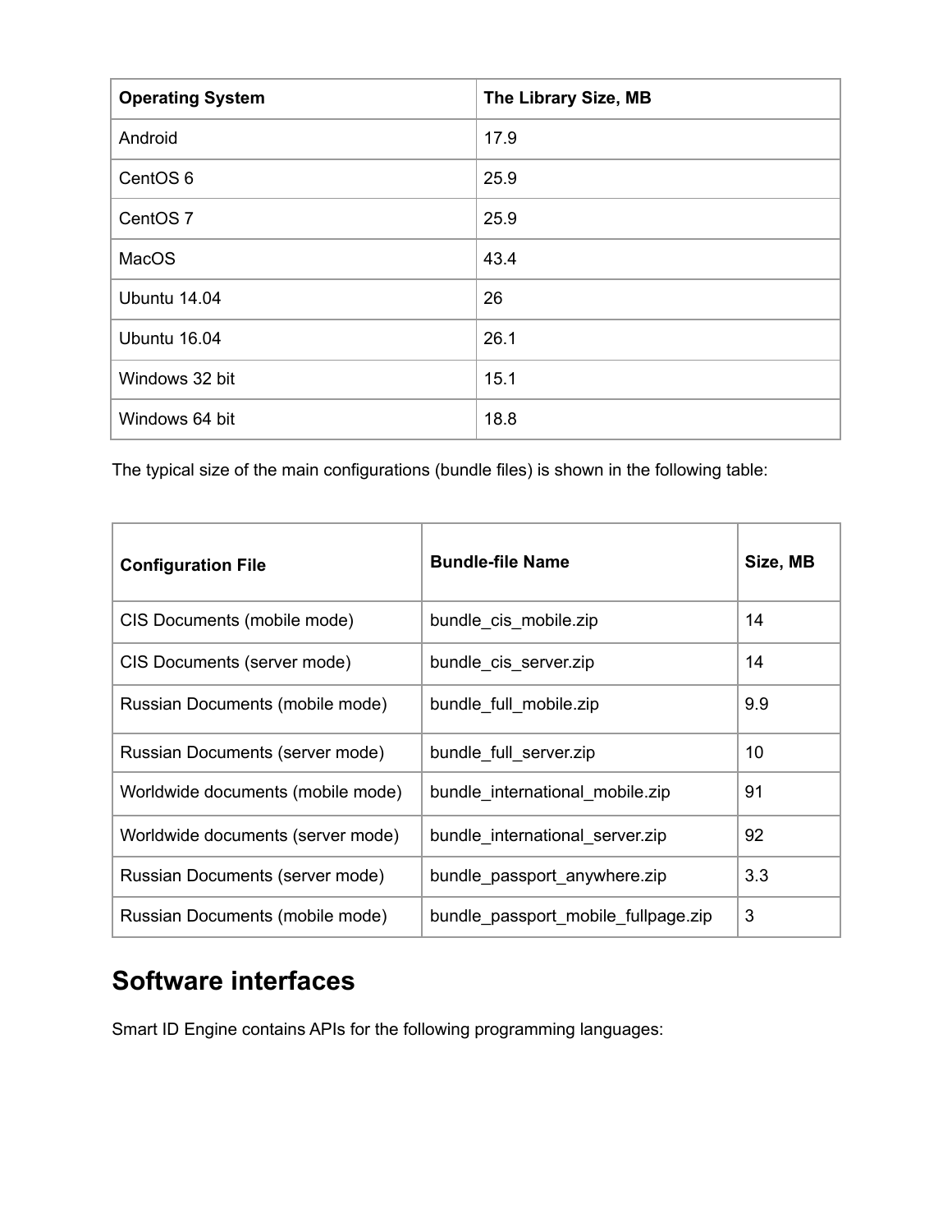| Operating System | The Library Size, MB |
| --- | --- |
| Android | 17.9 |
| CentOS 6 | 25.9 |
| CentOS 7 | 25.9 |
| MacOS | 43.4 |
| Ubuntu 14.04 | 26 |
| Ubuntu 16.04 | 26.1 |
| Windows 32 bit | 15.1 |
| Windows 64 bit | 18.8 |

The typical size of the main configurations (bundle files) is shown in the following table:

| Configuration File | Bundle-file Name | Size, MB |
| --- | --- | --- |
| CIS Documents (mobile mode) | bundle_cis_mobile.zip | 14 |
| CIS Documents (server mode) | bundle_cis_server.zip | 14 |
| Russian Documents (mobile mode) | bundle_full_mobile.zip | 9.9 |
| Russian Documents (server mode) | bundle_full_server.zip | 10 |
| Worldwide documents (mobile mode) | bundle_international_mobile.zip | 91 |
| Worldwide documents (server mode) | bundle_international_server.zip | 92 |
| Russian Documents (server mode) | bundle_passport_anywhere.zip | 3.3 |
| Russian Documents (mobile mode) | bundle_passport_mobile_fullpage.zip | 3 |

## Software interfaces

Smart ID Engine contains APIs for the following programming languages: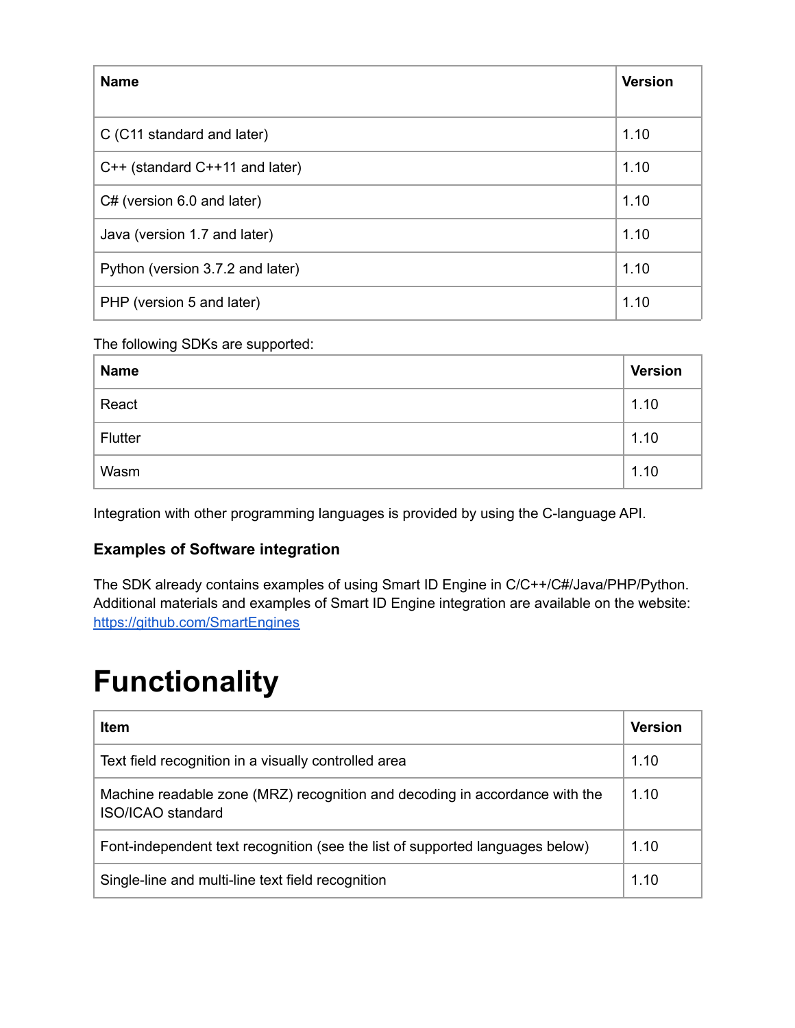| Name | Version |
| --- | --- |
| C (C11 standard and later) | 1.10 |
| C++ (standard C++11 and later) | 1.10 |
| C# (version 6.0 and later) | 1.10 |
| Java (version 1.7 and later) | 1.10 |
| Python (version 3.7.2 and later) | 1.10 |
| PHP (version 5 and later) | 1.10 |

The following SDKs are supported:

| Name | Version |
| --- | --- |
| React | 1.10 |
| Flutter | 1.10 |
| Wasm | 1.10 |

Integration with other programming languages is provided by using the C-language API.

### Examples of Software integration

The SDK already contains examples of using Smart ID Engine in C/C++/C#/Java/PHP/Python. Additional materials and examples of Smart ID Engine integration are available on the website: https://github.com/SmartEngines

# Functionality

| Item | Version |
| --- | --- |
| Text field recognition in a visually controlled area | 1.10 |
| Machine readable zone (MRZ) recognition and decoding in accordance with the ISO/ICAO standard | 1.10 |
| Font-independent text recognition (see the list of supported languages below) | 1.10 |
| Single-line and multi-line text field recognition | 1.10 |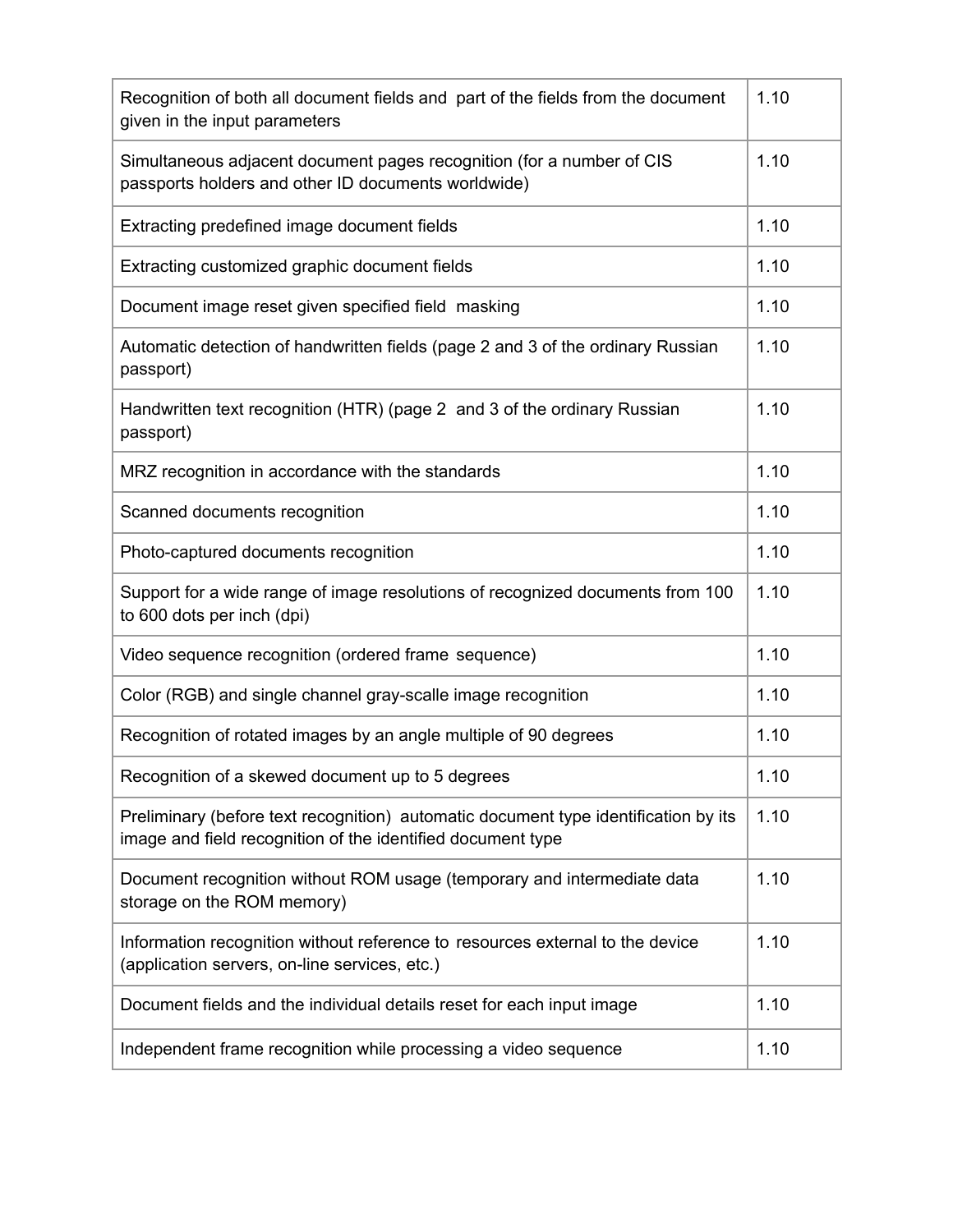| | |
|---|---|
| Recognition of both all document fields and part of the fields from the document given in the input parameters | 1.10 |
| Simultaneous adjacent document pages recognition (for a number of CIS passports holders and other ID documents worldwide) | 1.10 |
| Extracting predefined image document fields | 1.10 |
| Extracting customized graphic document fields | 1.10 |
| Document image reset given specified field masking | 1.10 |
| Automatic detection of handwritten fields (page 2 and 3 of the ordinary Russian passport) | 1.10 |
| Handwritten text recognition (HTR) (page 2 and 3 of the ordinary Russian passport) | 1.10 |
| MRZ recognition in accordance with the standards | 1.10 |
| Scanned documents recognition | 1.10 |
| Photo-captured documents recognition | 1.10 |
| Support for a wide range of image resolutions of recognized documents from 100 to 600 dots per inch (dpi) | 1.10 |
| Video sequence recognition (ordered frame sequence) | 1.10 |
| Color (RGB) and single channel gray-scalle image recognition | 1.10 |
| Recognition of rotated images by an angle multiple of 90 degrees | 1.10 |
| Recognition of a skewed document up to 5 degrees | 1.10 |
| Preliminary (before text recognition) automatic document type identification by its image and field recognition of the identified document type | 1.10 |
| Document recognition without ROM usage (temporary and intermediate data storage on the ROM memory) | 1.10 |
| Information recognition without reference to resources external to the device (application servers, on-line services, etc.) | 1.10 |
| Document fields and the individual details reset for each input image | 1.10 |
| Independent frame recognition while processing a video sequence | 1.10 |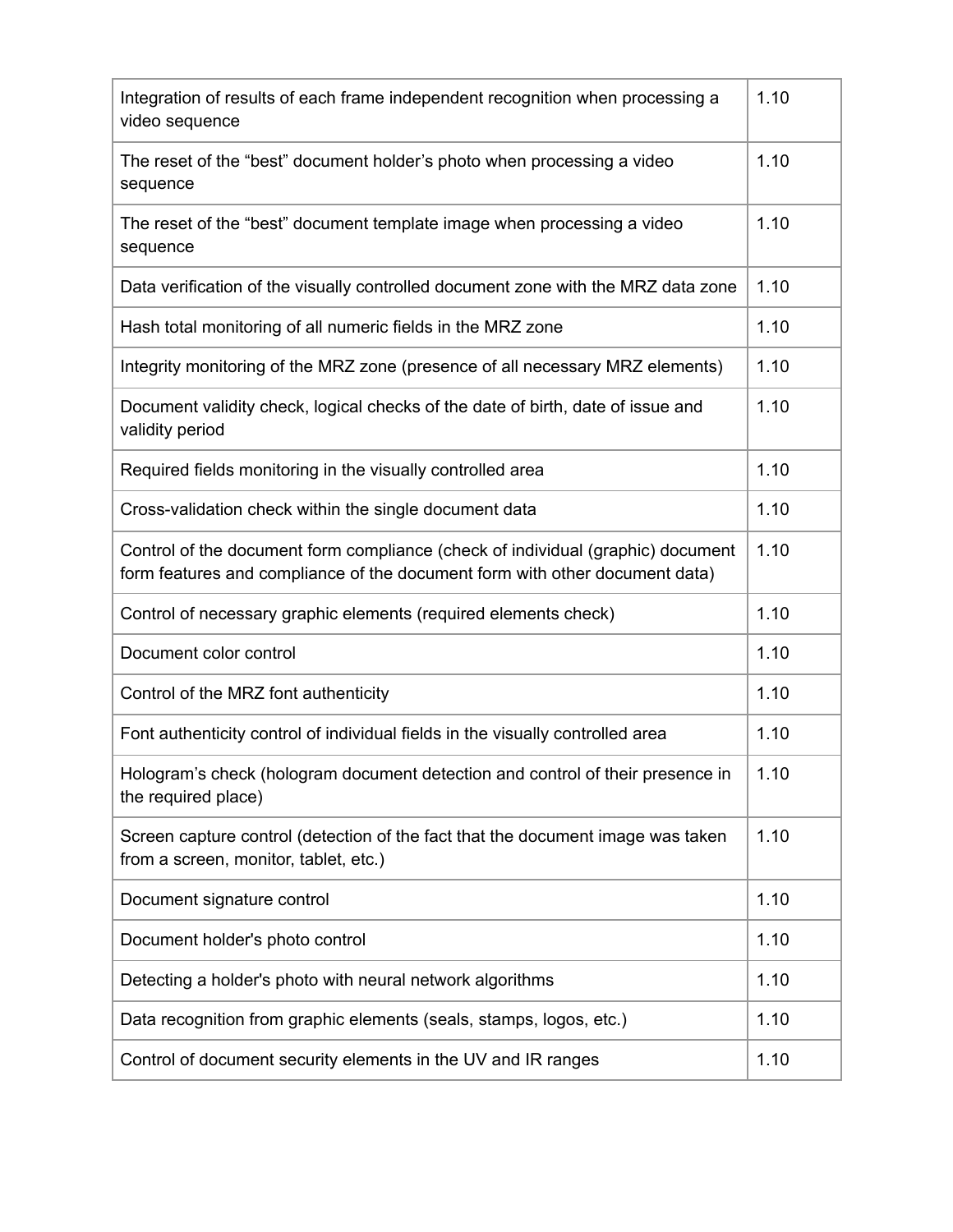| | |
|---|---|
| Integration of results of each frame independent recognition when processing a video sequence | 1.10 |
| The reset of the “best” document holder’s photo when processing a video sequence | 1.10 |
| The reset of the “best” document template image when processing a video sequence | 1.10 |
| Data verification of the visually controlled document zone with the MRZ data zone | 1.10 |
| Hash total monitoring of all numeric fields in the MRZ zone | 1.10 |
| Integrity monitoring of the MRZ zone (presence of all necessary MRZ elements) | 1.10 |
| Document validity check, logical checks of the date of birth, date of issue and validity period | 1.10 |
| Required fields monitoring in the visually controlled area | 1.10 |
| Cross-validation check within the single document data | 1.10 |
| Control of the document form compliance (check of individual (graphic) document form features and compliance of the document form with other document data) | 1.10 |
| Control of necessary graphic elements (required elements check) | 1.10 |
| Document color control | 1.10 |
| Control of the MRZ font authenticity | 1.10 |
| Font authenticity control of individual fields in the visually controlled area | 1.10 |
| Hologram’s check (hologram document detection and control of their presence in the required place) | 1.10 |
| Screen capture control (detection of the fact that the document image was taken from a screen, monitor, tablet, etc.) | 1.10 |
| Document signature control | 1.10 |
| Document holder's photo control | 1.10 |
| Detecting a holder's photo with neural network algorithms | 1.10 |
| Data recognition from graphic elements (seals, stamps, logos, etc.) | 1.10 |
| Control of document security elements in the UV and IR ranges | 1.10 |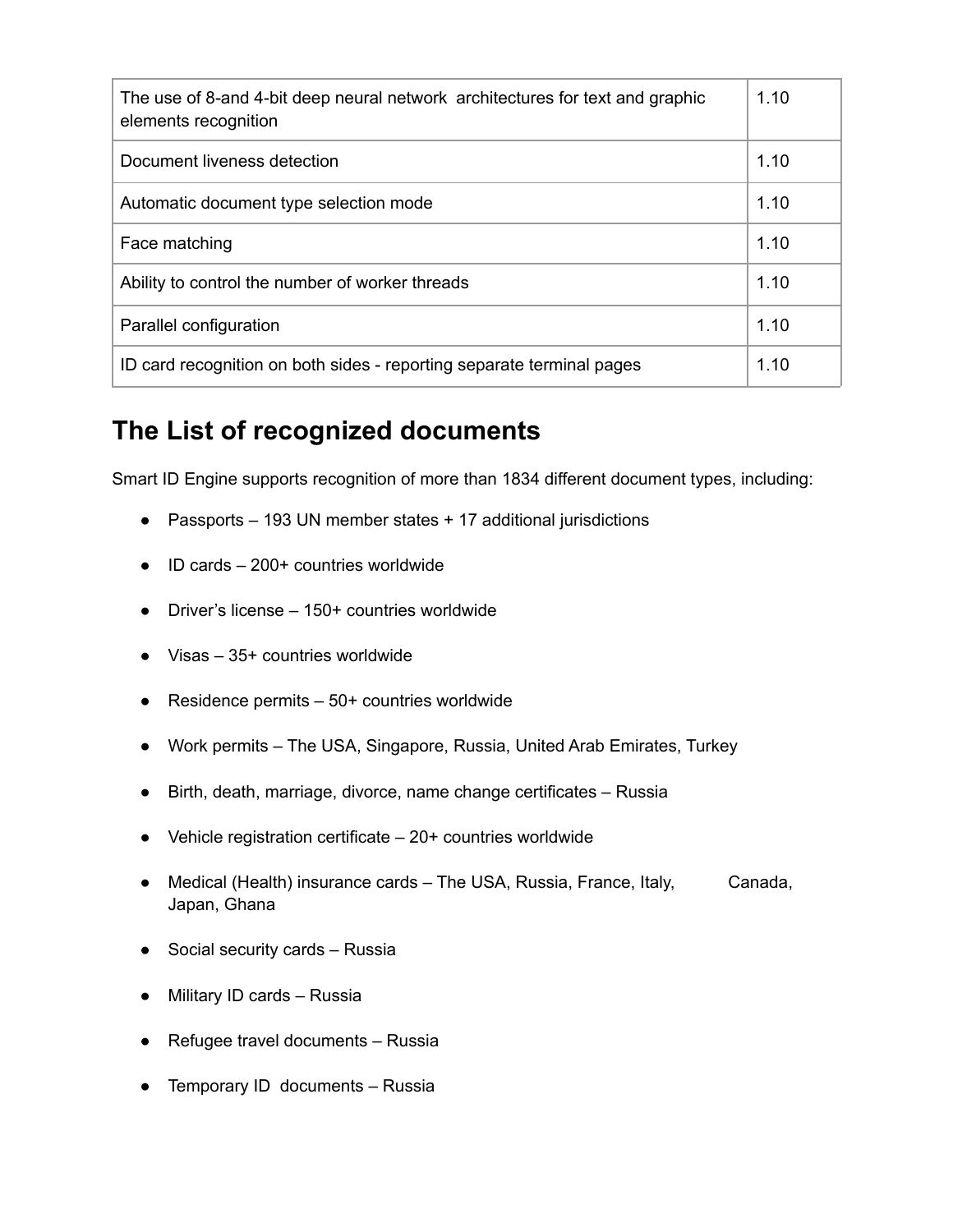| | |
|---|---|
| The use of 8-and 4-bit deep neural network architectures for text and graphic elements recognition | 1.10 |
| Document liveness detection | 1.10 |
| Automatic document type selection mode | 1.10 |
| Face matching | 1.10 |
| Ability to control the number of worker threads | 1.10 |
| Parallel configuration | 1.10 |
| ID card recognition on both sides - reporting separate terminal pages | 1.10 |

# The List of recognized documents

Smart ID Engine supports recognition of more than 1834 different document types, including:

- Passports – 193 UN member states + 17 additional jurisdictions
- ID cards – 200+ countries worldwide
- Driver's license – 150+ countries worldwide
- Visas – 35+ countries worldwide
- Residence permits – 50+ countries worldwide
- Work permits – The USA, Singapore, Russia, United Arab Emirates, Turkey
- Birth, death, marriage, divorce, name change certificates – Russia
- Vehicle registration certificate – 20+ countries worldwide
- Medical (Health) insurance cards – The USA, Russia, France, Italy, Canada, Japan, Ghana
- Social security cards – Russia
- Military ID cards – Russia
- Refugee travel documents – Russia
- Temporary ID documents – Russia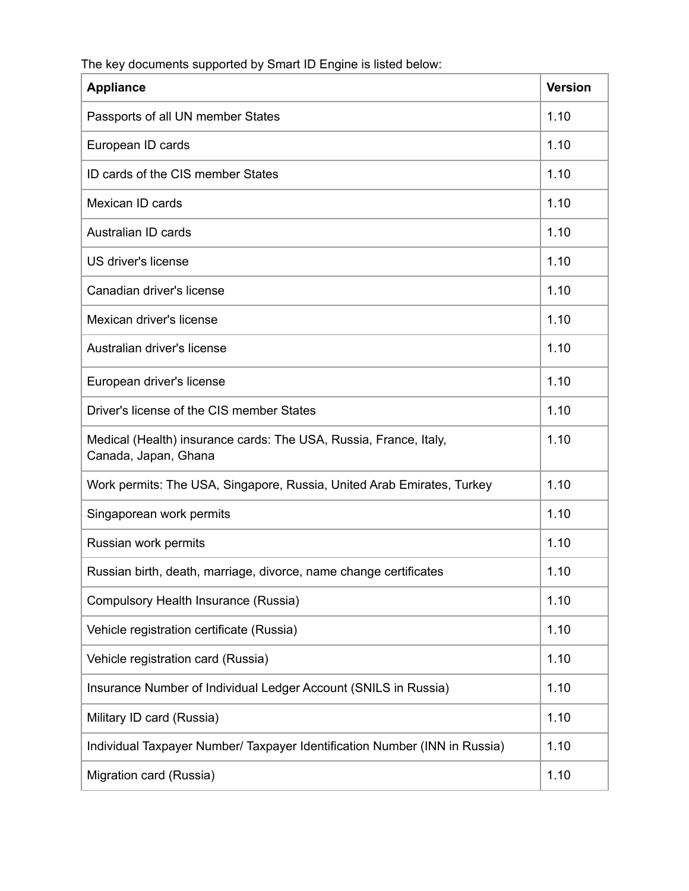The key documents supported by Smart ID Engine is listed below:

| Appliance | Version |
| --- | --- |
| Passports of all UN member States | 1.10 |
| European ID cards | 1.10 |
| ID cards of the CIS member States | 1.10 |
| Mexican ID cards | 1.10 |
| Australian ID cards | 1.10 |
| US driver's license | 1.10 |
| Canadian driver's license | 1.10 |
| Mexican driver's license | 1.10 |
| Australian driver's license | 1.10 |
| European driver's license | 1.10 |
| Driver's license of the CIS member States | 1.10 |
| Medical (Health) insurance cards: The USA, Russia, France, Italy, Canada, Japan, Ghana | 1.10 |
| Work permits: The USA, Singapore, Russia, United Arab Emirates, Turkey | 1.10 |
| Singaporean work permits | 1.10 |
| Russian work permits | 1.10 |
| Russian birth, death, marriage, divorce, name change certificates | 1.10 |
| Compulsory Health Insurance (Russia) | 1.10 |
| Vehicle registration certificate (Russia) | 1.10 |
| Vehicle registration card (Russia) | 1.10 |
| Insurance Number of Individual Ledger Account (SNILS in Russia) | 1.10 |
| Military ID card (Russia) | 1.10 |
| Individual Taxpayer Number/ Taxpayer Identification Number (INN in Russia) | 1.10 |
| Migration card (Russia) | 1.10 |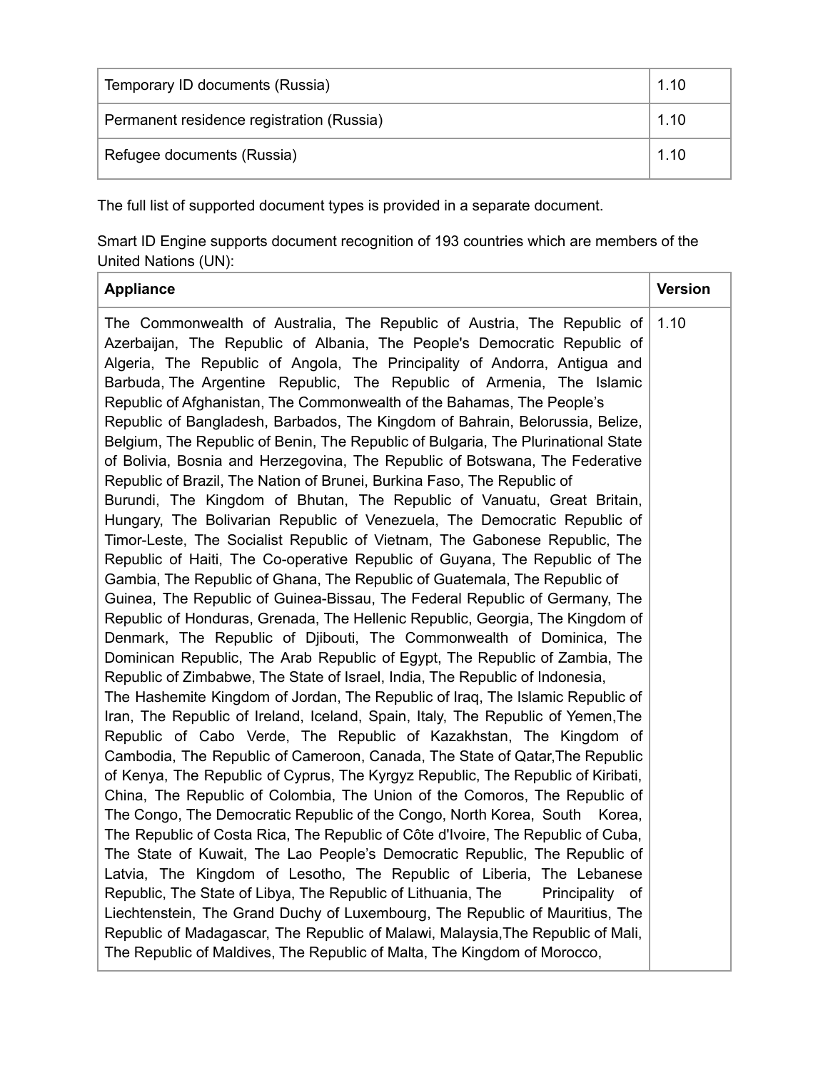| Temporary ID documents (Russia) | 1.10 |
|---|---|
| Permanent residence registration (Russia) | 1.10 |
| Refugee documents (Russia) | 1.10 |

The full list of supported document types is provided in a separate document.

Smart ID Engine supports document recognition of 193 countries which are members of the United Nations (UN):

| Appliance | Version |
|---|---|
| The Commonwealth of Australia, The Republic of Austria, The Republic of Azerbaijan, The Republic of Albania, The People's Democratic Republic of Algeria, The Republic of Angola, The Principality of Andorra, Antigua and Barbuda, The Argentine Republic, The Republic of Armenia, The Islamic Republic of Afghanistan, The Commonwealth of the Bahamas, The People's Republic of Bangladesh, Barbados, The Kingdom of Bahrain, Belorussia, Belize, Belgium, The Republic of Benin, The Republic of Bulgaria, The Plurinational State of Bolivia, Bosnia and Herzegovina, The Republic of Botswana, The Federative Republic of Brazil, The Nation of Brunei, Burkina Faso, The Republic of Burundi, The Kingdom of Bhutan, The Republic of Vanuatu, Great Britain, Hungary, The Bolivarian Republic of Venezuela, The Democratic Republic of Timor-Leste, The Socialist Republic of Vietnam, The Gabonese Republic, The Republic of Haiti, The Co-operative Republic of Guyana, The Republic of The Gambia, The Republic of Ghana, The Republic of Guatemala, The Republic of Guinea, The Republic of Guinea-Bissau, The Federal Republic of Germany, The Republic of Honduras, Grenada, The Hellenic Republic, Georgia, The Kingdom of Denmark, The Republic of Djibouti, The Commonwealth of Dominica, The Dominican Republic, The Arab Republic of Egypt, The Republic of Zambia, The Republic of Zimbabwe, The State of Israel, India, The Republic of Indonesia, The Hashemite Kingdom of Jordan, The Republic of Iraq, The Islamic Republic of Iran, The Republic of Ireland, Iceland, Spain, Italy, The Republic of Yemen,The Republic of Cabo Verde, The Republic of Kazakhstan, The Kingdom of Cambodia, The Republic of Cameroon, Canada, The State of Qatar,The Republic of Kenya, The Republic of Cyprus, The Kyrgyz Republic, The Republic of Kiribati, China, The Republic of Colombia, The Union of the Comoros, The Republic of The Congo, The Democratic Republic of the Congo, North Korea, South Korea, The Republic of Costa Rica, The Republic of Côte d'Ivoire, The Republic of Cuba, The State of Kuwait, The Lao People's Democratic Republic, The Republic of Latvia, The Kingdom of Lesotho, The Republic of Liberia, The Lebanese Republic, The State of Libya, The Republic of Lithuania, The Principality of Liechtenstein, The Grand Duchy of Luxembourg, The Republic of Mauritius, The Republic of Madagascar, The Republic of Malawi, Malaysia,The Republic of Mali, The Republic of Maldives, The Republic of Malta, The Kingdom of Morocco, | 1.10 |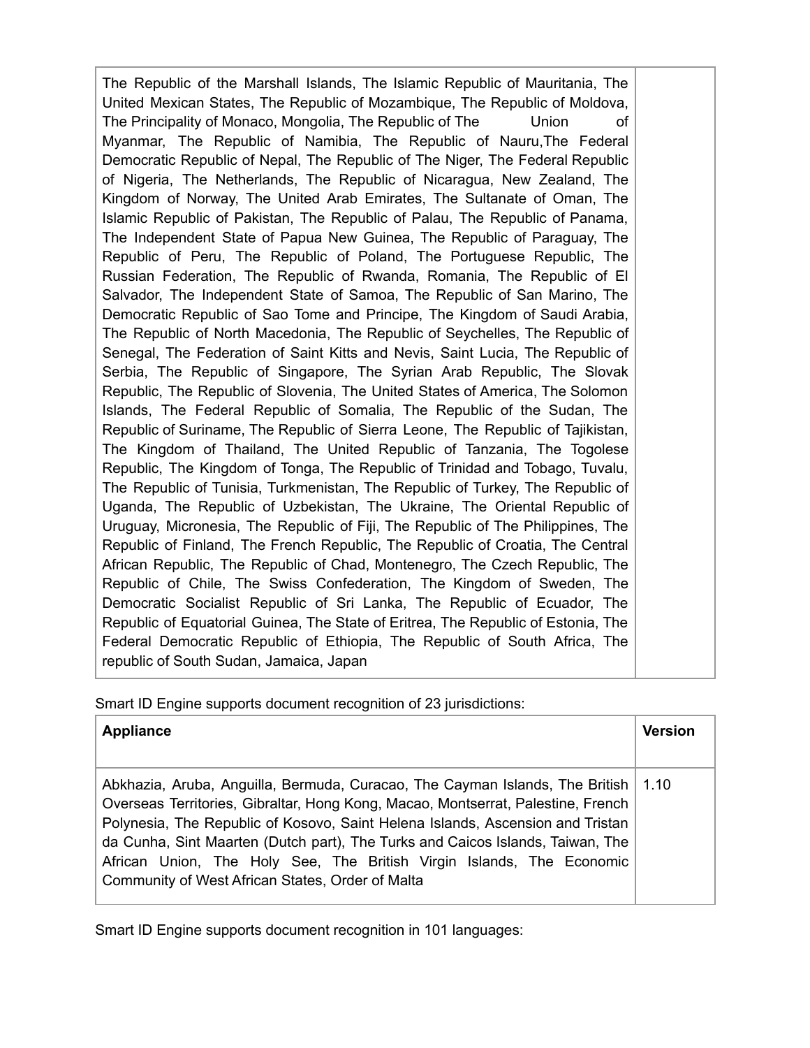| | |
|---|---|
| The Republic of the Marshall Islands, The Islamic Republic of Mauritania, The United Mexican States, The Republic of Mozambique, The Republic of Moldova, The Principality of Monaco, Mongolia, The Republic of The Union of Myanmar, The Republic of Namibia, The Republic of Nauru,The Federal Democratic Republic of Nepal, The Republic of The Niger, The Federal Republic of Nigeria, The Netherlands, The Republic of Nicaragua, New Zealand, The Kingdom of Norway, The United Arab Emirates, The Sultanate of Oman, The Islamic Republic of Pakistan, The Republic of Palau, The Republic of Panama, The Independent State of Papua New Guinea, The Republic of Paraguay, The Republic of Peru, The Republic of Poland, The Portuguese Republic, The Russian Federation, The Republic of Rwanda, Romania, The Republic of El Salvador, The Independent State of Samoa, The Republic of San Marino, The Democratic Republic of Sao Tome and Principe, The Kingdom of Saudi Arabia, The Republic of North Macedonia, The Republic of Seychelles, The Republic of Senegal, The Federation of Saint Kitts and Nevis, Saint Lucia, The Republic of Serbia, The Republic of Singapore, The Syrian Arab Republic, The Slovak Republic, The Republic of Slovenia, The United States of America, The Solomon Islands, The Federal Republic of Somalia, The Republic of the Sudan, The Republic of Suriname, The Republic of Sierra Leone, The Republic of Tajikistan, The Kingdom of Thailand, The United Republic of Tanzania, The Togolese Republic, The Kingdom of Tonga, The Republic of Trinidad and Tobago, Tuvalu, The Republic of Tunisia, Turkmenistan, The Republic of Turkey, The Republic of Uganda, The Republic of Uzbekistan, The Ukraine, The Oriental Republic of Uruguay, Micronesia, The Republic of Fiji, The Republic of The Philippines, The Republic of Finland, The French Republic, The Republic of Croatia, The Central African Republic, The Republic of Chad, Montenegro, The Czech Republic, The Republic of Chile, The Swiss Confederation, The Kingdom of Sweden, The Democratic Socialist Republic of Sri Lanka, The Republic of Ecuador, The Republic of Equatorial Guinea, The State of Eritrea, The Republic of Estonia, The Federal Democratic Republic of Ethiopia, The Republic of South Africa, The republic of South Sudan, Jamaica, Japan | |

Smart ID Engine supports document recognition of 23 jurisdictions:

| Appliance | Version |
|---|---|
| Abkhazia, Aruba, Anguilla, Bermuda, Curacao, The Cayman Islands, The British Overseas Territories, Gibraltar, Hong Kong, Macao, Montserrat, Palestine, French Polynesia, The Republic of Kosovo, Saint Helena Islands, Ascension and Tristan da Cunha, Sint Maarten (Dutch part), The Turks and Caicos Islands, Taiwan, The African Union, The Holy See, The British Virgin Islands, The Economic Community of West African States, Order of Malta | 1.10 |

Smart ID Engine supports document recognition in 101 languages: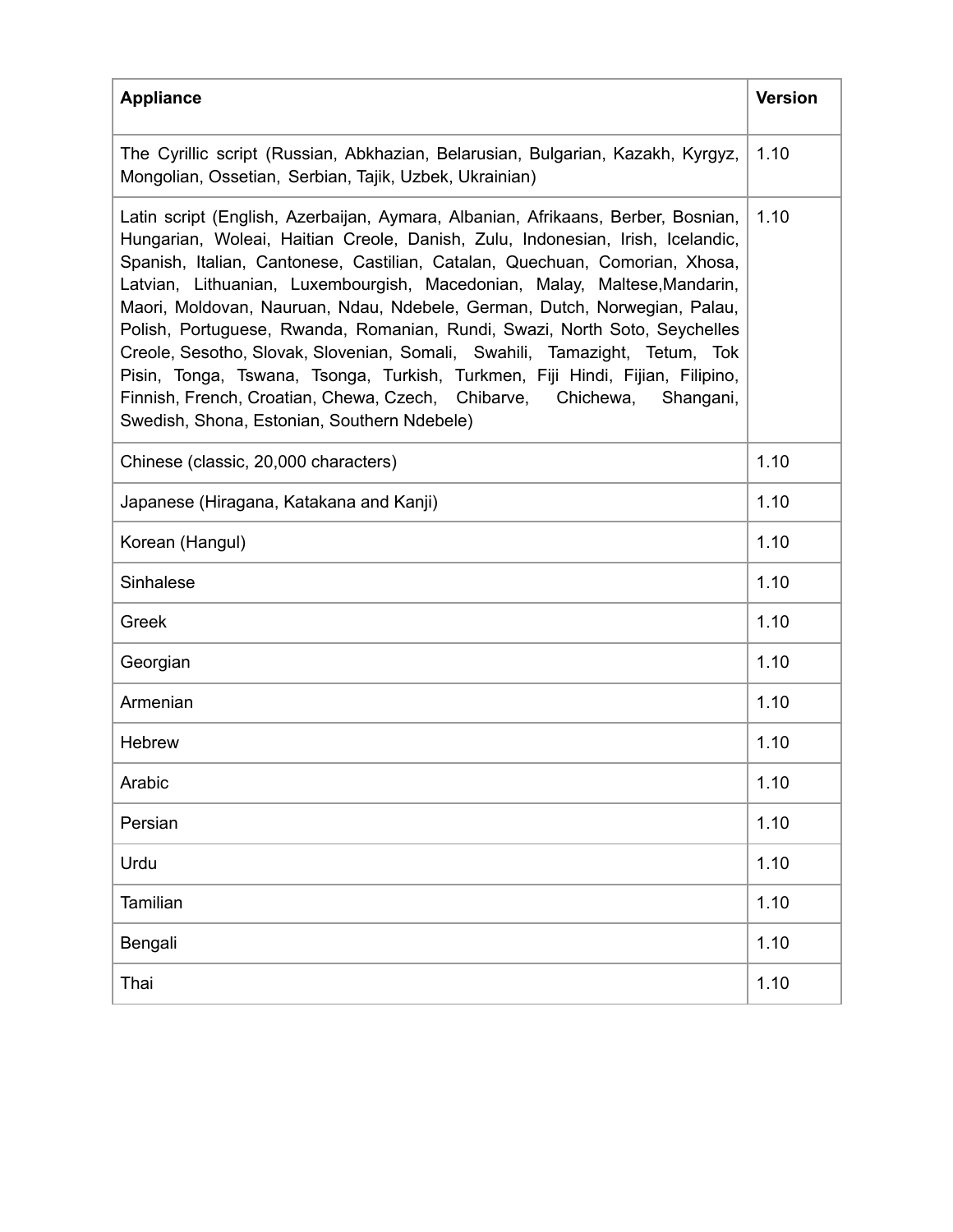| Appliance | Version |
| --- | --- |
| The Cyrillic script (Russian, Abkhazian, Belarusian, Bulgarian, Kazakh, Kyrgyz, Mongolian, Ossetian, Serbian, Tajik, Uzbek, Ukrainian) | 1.10 |
| Latin script (English, Azerbaijan, Aymara, Albanian, Afrikaans, Berber, Bosnian, Hungarian, Woleai, Haitian Creole, Danish, Zulu, Indonesian, Irish, Icelandic, Spanish, Italian, Cantonese, Castilian, Catalan, Quechuan, Comorian, Xhosa, Latvian, Lithuanian, Luxembourgish, Macedonian, Malay, Maltese,Mandarin, Maori, Moldovan, Nauruan, Ndau, Ndebele, German, Dutch, Norwegian, Palau, Polish, Portuguese, Rwanda, Romanian, Rundi, Swazi, North Soto, Seychelles Creole, Sesotho, Slovak, Slovenian, Somali, Swahili, Tamazight, Tetum, Tok Pisin, Tonga, Tswana, Tsonga, Turkish, Turkmen, Fiji Hindi, Fijian, Filipino, Finnish, French, Croatian, Chewa, Czech, Chibarve, Chichewa, Shangani, Swedish, Shona, Estonian, Southern Ndebele) | 1.10 |
| Chinese (classic, 20,000 characters) | 1.10 |
| Japanese (Hiragana, Katakana and Kanji) | 1.10 |
| Korean (Hangul) | 1.10 |
| Sinhalese | 1.10 |
| Greek | 1.10 |
| Georgian | 1.10 |
| Armenian | 1.10 |
| Hebrew | 1.10 |
| Arabic | 1.10 |
| Persian | 1.10 |
| Urdu | 1.10 |
| Tamilian | 1.10 |
| Bengali | 1.10 |
| Thai | 1.10 |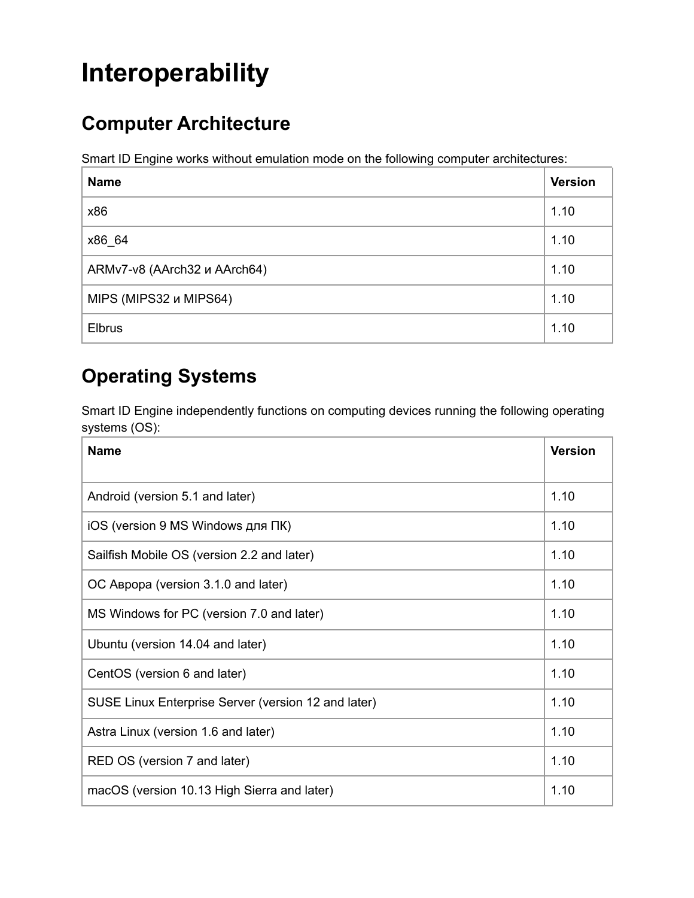# Interoperability

## Computer Architecture

Smart ID Engine works without emulation mode on the following computer architectures:

| Name | Version |
|---|---|
| x86 | 1.10 |
| x86_64 | 1.10 |
| ARMv7-v8 (AArch32 и AArch64) | 1.10 |
| MIPS (MIPS32 и MIPS64) | 1.10 |
| Elbrus | 1.10 |

## Operating Systems

Smart ID Engine independently functions on computing devices running the following operating systems (OS):

| Name | Version |
|---|---|
| Android (version 5.1 and later) | 1.10 |
| iOS (version 9 MS Windows для ПК) | 1.10 |
| Sailfish Mobile OS (version 2.2 and later) | 1.10 |
| ОС Аврора (version 3.1.0 and later) | 1.10 |
| MS Windows for PC (version 7.0 and later) | 1.10 |
| Ubuntu (version 14.04 and later) | 1.10 |
| CentOS (version 6 and later) | 1.10 |
| SUSE Linux Enterprise Server (version 12 and later) | 1.10 |
| Astra Linux (version 1.6 and later) | 1.10 |
| RED OS (version 7 and later) | 1.10 |
| macOS (version 10.13 High Sierra and later) | 1.10 |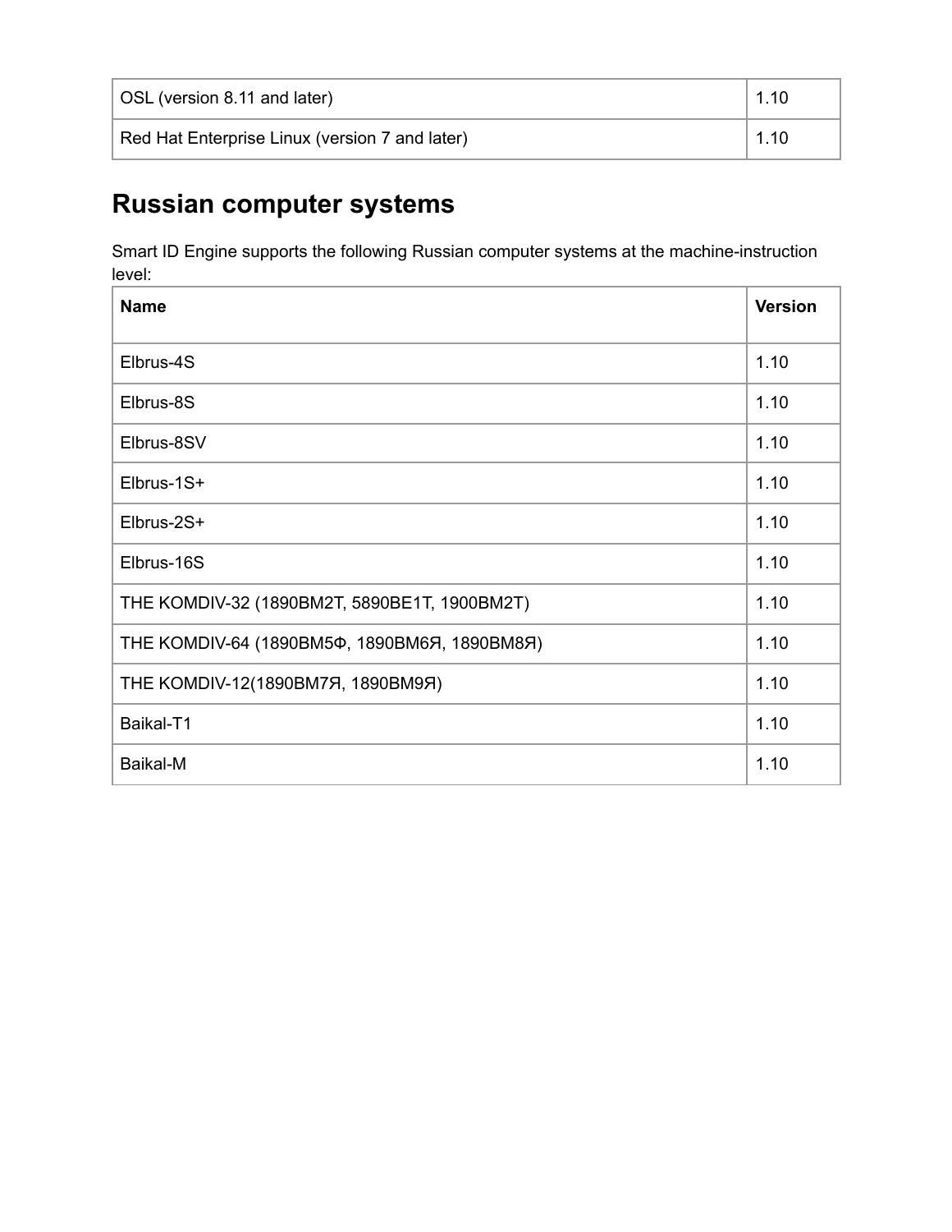| | |
|---|---|
| OSL (version 8.11 and later) | 1.10 |
| Red Hat Enterprise Linux (version 7 and later) | 1.10 |

## Russian computer systems

Smart ID Engine supports the following Russian computer systems at the machine-instruction level:

| Name | Version |
|---|---|
| Elbrus-4S | 1.10 |
| Elbrus-8S | 1.10 |
| Elbrus-8SV | 1.10 |
| Elbrus-1S+ | 1.10 |
| Elbrus-2S+ | 1.10 |
| Elbrus-16S | 1.10 |
| THE KOMDIV-32 (1890BM2T, 5890BE1T, 1900BM2T) | 1.10 |
| THE KOMDIV-64 (1890BM5Ф, 1890BM6Я, 1890BM8Я) | 1.10 |
| THE KOMDIV-12(1890BM7Я, 1890BM9Я) | 1.10 |
| Baikal-T1 | 1.10 |
| Baikal-M | 1.10 |